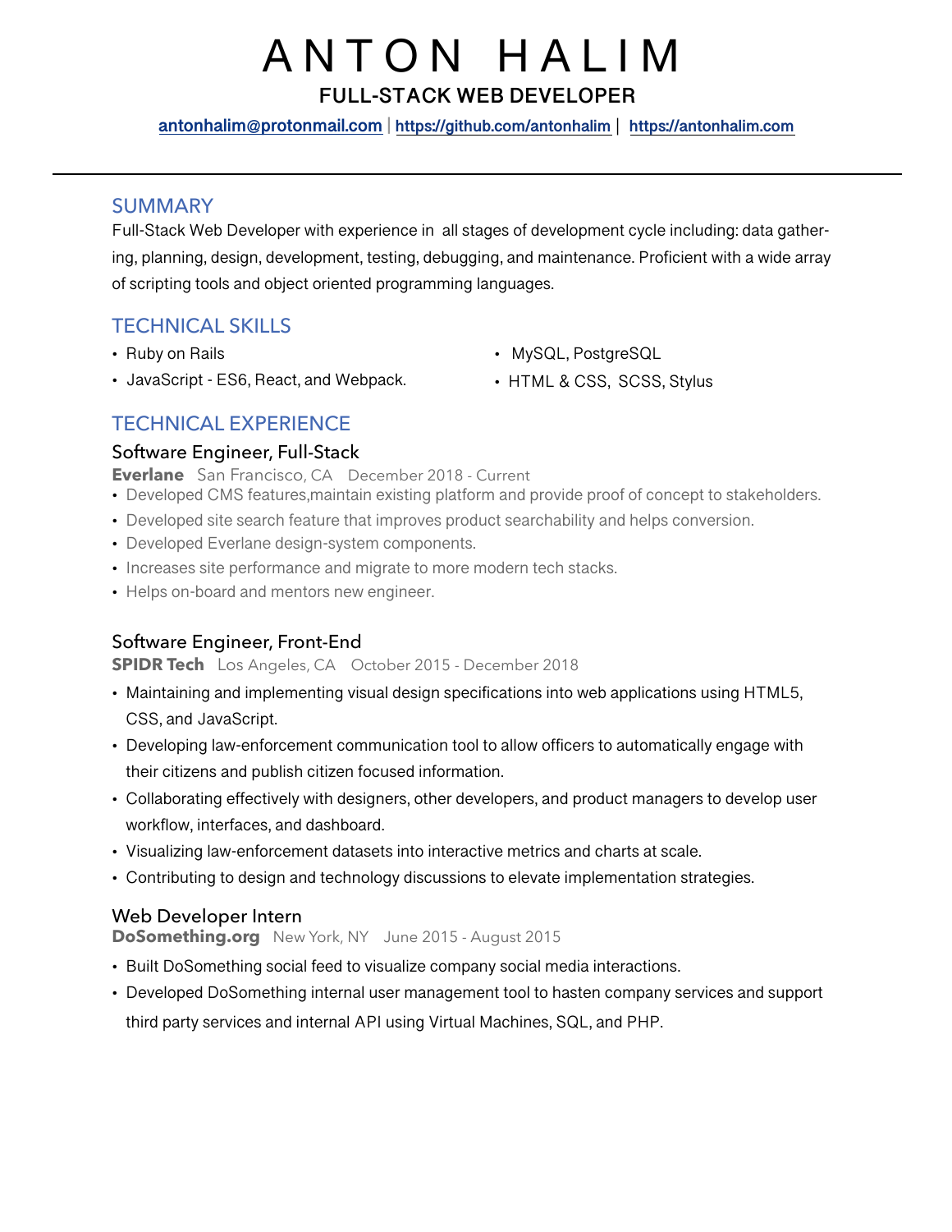# ANTON HALIM

## FULL-STACK WEB DEVELOPER

[antonhalim@protonmail.com](mailto:antonhalim@protonmail.com) | [https://github.com/antonhalim](https://github.com/antonhalim) | [https://antonhalim.com](https://antonhalim.com)

---

## SUMMARY

Full-Stack Web Developer with experience in all stages of development cycle including: data gathering, planning, design, development, testing, debugging, and maintenance. Proficient with a wide array of scripting tools and object oriented programming languages.

## TECHNICAL SKILLS

- Ruby on Rails
- JavaScript - ES6, React, and Webpack.
- MySQL, PostgreSQL
- HTML & CSS, SCSS, Stylus

## TECHNICAL EXPERIENCE

### Software Engineer, Full-Stack

**Everlane** San Francisco, CA December 2018 - Current

- Developed CMS features,maintain existing platform and provide proof of concept to stakeholders.
- Developed site search feature that improves product searchability and helps conversion.
- Developed Everlane design-system components.
- Increases site performance and migrate to more modern tech stacks.
- Helps on-board and mentors new engineer.

### Software Engineer, Front-End

**SPIDR Tech** Los Angeles, CA October 2015 - December 2018

- Maintaining and implementing visual design specifications into web applications using HTML5, CSS, and JavaScript.
- Developing law-enforcement communication tool to allow officers to automatically engage with their citizens and publish citizen focused information.
- Collaborating effectively with designers, other developers, and product managers to develop user workflow, interfaces, and dashboard.
- Visualizing law-enforcement datasets into interactive metrics and charts at scale.
- Contributing to design and technology discussions to elevate implementation strategies.

### Web Developer Intern

**DoSomething.org** New York, NY June 2015 - August 2015

- Built DoSomething social feed to visualize company social media interactions.
- Developed DoSomething internal user management tool to hasten company services and support third party services and internal API using Virtual Machines, SQL, and PHP.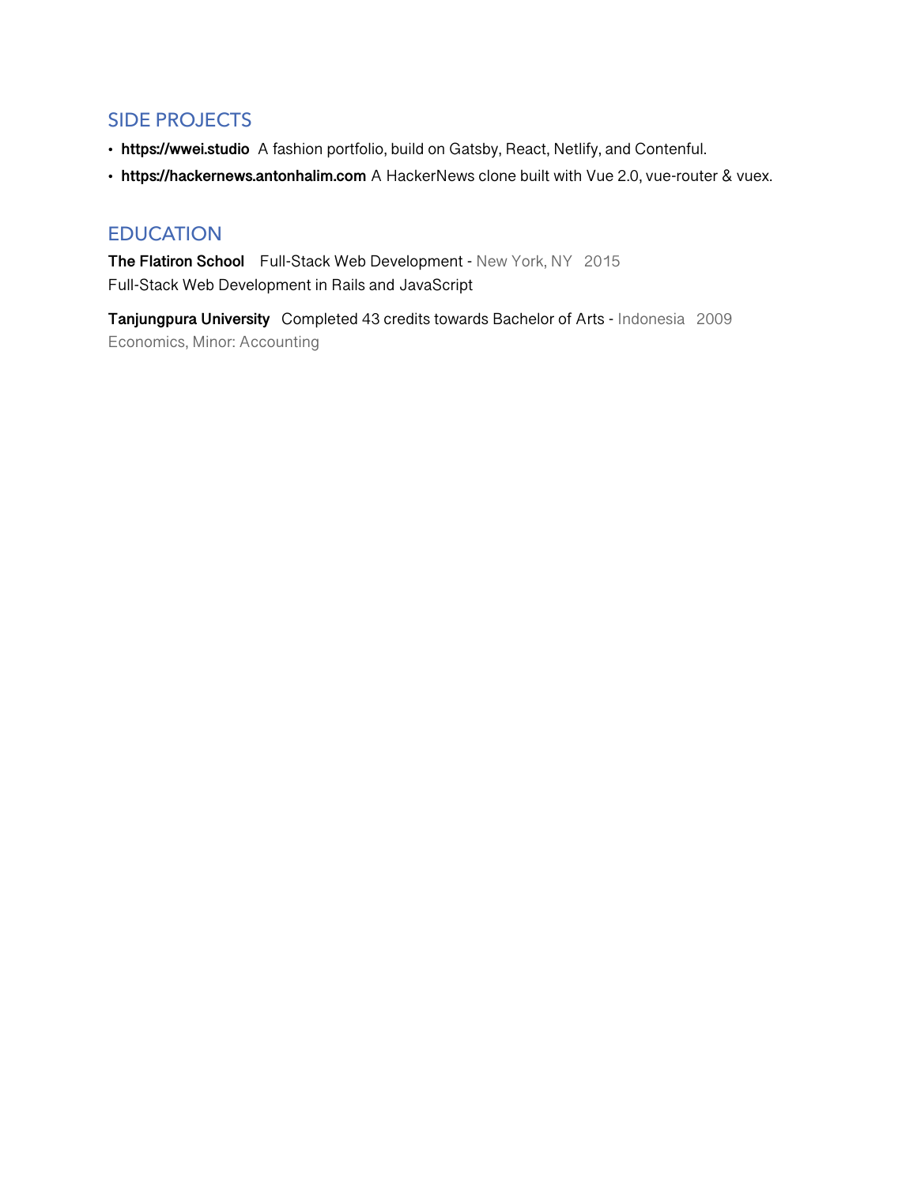## SIDE PROJECTS

- **https://wwei.studio** A fashion portfolio, build on Gatsby, React, Netlify, and Contenful.
- **https://hackernews.antonhalim.com** A HackerNews clone built with Vue 2.0, vue-router & vuex.

## EDUCATION

**The Flatiron School** Full-Stack Web Development - New York, NY 2015
Full-Stack Web Development in Rails and JavaScript

**Tanjungpura University** Completed 43 credits towards Bachelor of Arts - Indonesia 2009
Economics, Minor: Accounting